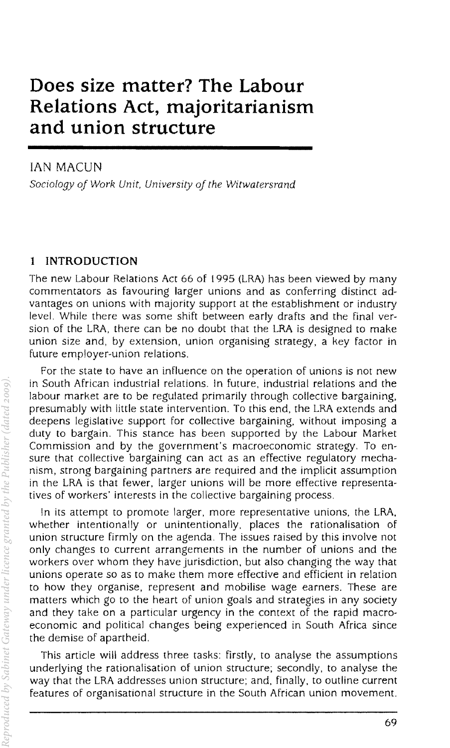# Does size matter? The Labour Relations Act, majoritarianism and union structure

IAN MACUN

*Sociology of Work Unit, University of the Witwatersrand*

## 1 INTRODUCTION

The new Labour Relations Act 66 of 1995 (LRA) has been viewed by many commentators as favouring larger unions and as conferring distinct advantages on unions with majority support at the establishment or industry level. While there was some shift between early drafts and the final version of the LRA, there can be no doubt that the LRA is designed to make union size and, by extension, union organising strategy, a key factor in future employer-union relations.

For the state to have an influence on the operation of unions is not new in South African industrial relations. In future, industrial relations and the labour market are to be regulated primarily through collective bargaining, presumably with little state intervention. To this end, the LRA extends and deepens legislative support for collective bargaining, without imposing a duty to bargain. This stance has been supported by the Labour Market Commission and by the government's macroeconomic strategy. To ensure that collective bargaining can act as an effective regulatory mechanism, strong bargaining partners are required and the implicit assumption in the LRA is that fewer, larger unions will be more effective representatives of workers' interests in the collective bargaining process.

In its attempt to promote larger, more representative unions, the LRA, whether intentionally or unintentionally, places the rationalisation of union structure firmly on the agenda. The issues raised by this involve not only changes to current arrangements in the number of unions and the workers over whom they have jurisdiction, but also changing the way that unions operate so as to make them more effective and efficient in relation to how they organise, represent and mobilise wage earners. These are matters which go to the heart of union goals and strategies in any society and they take on a particular urgency in the context of the rapid macroeconomic and political changes being experienced in South Africa since the demise of apartheid.

This article will address three tasks: firstly, to analyse the assumptions underlying the rationalisation of union structure; secondly, to analyse the way that the LRA addresses union structure; and, finally, to outline current features of organisational structure in the South African union movement.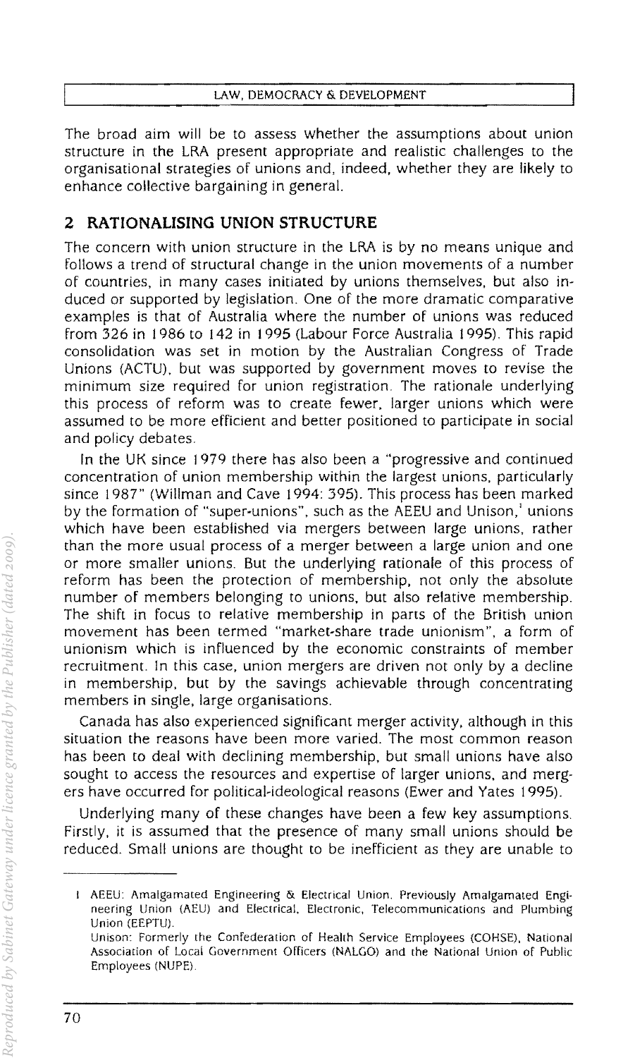The broad aim will be to assess whether the assumptions about union structure in the LRA present appropriate and realistic challenges to the organisational strategies of unions and, indeed, whether they are likely to enhance collective bargaining in general.

## 2 RATIONALISING UNION STRUCTURE

The concern with union structure in the LRA is by no means unique and follows a trend of structural change in the union movements of a number of countries, in many cases initiated by unions themselves, but also induced or supported by legislation. One of the more dramatic comparative examples is that of Australia where the number of unions was reduced from 326 in 1986 to 142 in 1995 (Labour Force Australia 1995). This rapid consolidation was set in motion by the Australian Congress of Trade Unions (ACTU), but was supported by government moves to revise the minimum size required for union registration. The rationale underlying this process of reform was to create fewer, larger unions which were assumed to be more efficient and better positioned to participate in social and policy debates.

In the UK since 1979 there has also been a "progressive and continued concentration of union membership within the largest unions, particularly since 1987" (Willman and Cave 1994: 395). This process has been marked by the formation of "super-unions", such as the AEEU and Unison,[1] unions which have been established via mergers between large unions, rather than the more usual process of a merger between a large union and one or more smaller unions. But the underlying rationale of this process of reform has been the protection of membership, not only the absolute number of members belonging to unions, but also relative membership. The shift in focus to relative membership in parts of the British union movement has been termed "market-share trade unionism", a form of unionism which is influenced by the economic constraints of member recruitment. In this case, union mergers are driven not only by a decline in membership, but by the savings achievable through concentrating members in single, large organisations.

Canada has also experienced significant merger activity, although in this situation the reasons have been more varied. The most common reason has been to deal with declining membership, but small unions have also sought to access the resources and expertise of larger unions, and mergers have occurred for political-ideological reasons (Ewer and Yates 1995).

Underlying many of these changes have been a few key assumptions. Firstly, it is assumed that the presence of many small unions should be reduced. Small unions are thought to be inefficient as they are unable to

---

[1] AEEU: Amalgamated Engineering & Electrical Union. Previously Amalgamated Engineering Union (AEU) and Electrical, Electronic, Telecommunications and Plumbing Union (EEPTU).
Unison: Formerly the Confederation of Health Service Employees (COHSE), National Association of Local Government Officers (NALGO) and the National Union of Public Employees (NUPE).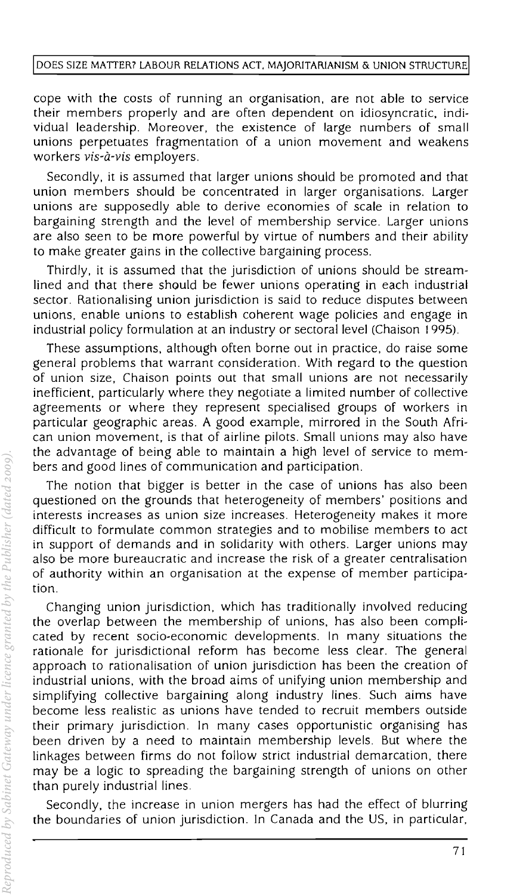cope with the costs of running an organisation, are not able to service their members properly and are often dependent on idiosyncratic, individual leadership. Moreover, the existence of large numbers of small unions perpetuates fragmentation of a union movement and weakens workers *vis-à-vis* employers.

Secondly, it is assumed that larger unions should be promoted and that union members should be concentrated in larger organisations. Larger unions are supposedly able to derive economies of scale in relation to bargaining strength and the level of membership service. Larger unions are also seen to be more powerful by virtue of numbers and their ability to make greater gains in the collective bargaining process.

Thirdly, it is assumed that the jurisdiction of unions should be streamlined and that there should be fewer unions operating in each industrial sector. Rationalising union jurisdiction is said to reduce disputes between unions, enable unions to establish coherent wage policies and engage in industrial policy formulation at an industry or sectoral level (Chaison 1995).

These assumptions, although often borne out in practice, do raise some general problems that warrant consideration. With regard to the question of union size, Chaison points out that small unions are not necessarily inefficient, particularly where they negotiate a limited number of collective agreements or where they represent specialised groups of workers in particular geographic areas. A good example, mirrored in the South African union movement, is that of airline pilots. Small unions may also have the advantage of being able to maintain a high level of service to members and good lines of communication and participation.

The notion that bigger is better in the case of unions has also been questioned on the grounds that heterogeneity of members' positions and interests increases as union size increases. Heterogeneity makes it more difficult to formulate common strategies and to mobilise members to act in support of demands and in solidarity with others. Larger unions may also be more bureaucratic and increase the risk of a greater centralisation of authority within an organisation at the expense of member participation.

Changing union jurisdiction, which has traditionally involved reducing the overlap between the membership of unions, has also been complicated by recent socio-economic developments. In many situations the rationale for jurisdictional reform has become less clear. The general approach to rationalisation of union jurisdiction has been the creation of industrial unions, with the broad aims of unifying union membership and simplifying collective bargaining along industry lines. Such aims have become less realistic as unions have tended to recruit members outside their primary jurisdiction. In many cases opportunistic organising has been driven by a need to maintain membership levels. But where the linkages between firms do not follow strict industrial demarcation, there may be a logic to spreading the bargaining strength of unions on other than purely industrial lines.

Secondly, the increase in union mergers has had the effect of blurring the boundaries of union jurisdiction. In Canada and the US, in particular,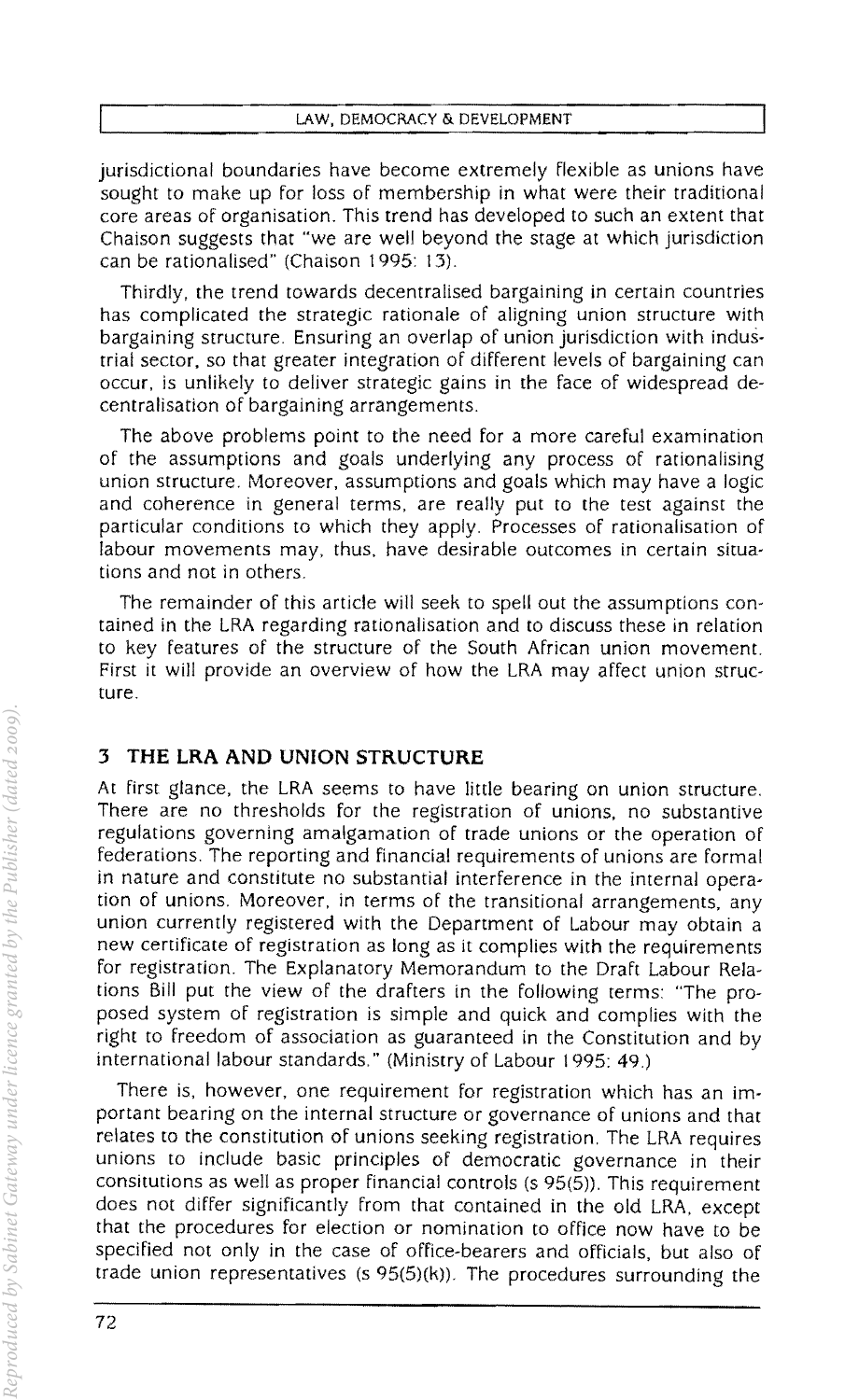jurisdictional boundaries have become extremely flexible as unions have sought to make up for loss of membership in what were their traditional core areas of organisation. This trend has developed to such an extent that Chaison suggests that "we are well beyond the stage at which jurisdiction can be rationalised" (Chaison 1995: 13).

Thirdly, the trend towards decentralised bargaining in certain countries has complicated the strategic rationale of aligning union structure with bargaining structure. Ensuring an overlap of union jurisdiction with industrial sector, so that greater integration of different levels of bargaining can occur, is unlikely to deliver strategic gains in the face of widespread decentralisation of bargaining arrangements.

The above problems point to the need for a more careful examination of the assumptions and goals underlying any process of rationalising union structure. Moreover, assumptions and goals which may have a logic and coherence in general terms, are really put to the test against the particular conditions to which they apply. Processes of rationalisation of labour movements may, thus, have desirable outcomes in certain situations and not in others.

The remainder of this article will seek to spell out the assumptions contained in the LRA regarding rationalisation and to discuss these in relation to key features of the structure of the South African union movement. First it will provide an overview of how the LRA may affect union structure.

## 3 THE LRA AND UNION STRUCTURE

At first glance, the LRA seems to have little bearing on union structure. There are no thresholds for the registration of unions, no substantive regulations governing amalgamation of trade unions or the operation of federations. The reporting and financial requirements of unions are formal in nature and constitute no substantial interference in the internal operation of unions. Moreover, in terms of the transitional arrangements, any union currently registered with the Department of Labour may obtain a new certificate of registration as long as it complies with the requirements for registration. The Explanatory Memorandum to the Draft Labour Relations Bill put the view of the drafters in the following terms: "The proposed system of registration is simple and quick and complies with the right to freedom of association as guaranteed in the Constitution and by international labour standards." (Ministry of Labour 1995: 49.)

There is, however, one requirement for registration which has an important bearing on the internal structure or governance of unions and that relates to the constitution of unions seeking registration. The LRA requires unions to include basic principles of democratic governance in their consitutions as well as proper financial controls (s 95(5)). This requirement does not differ significantly from that contained in the old LRA, except that the procedures for election or nomination to office now have to be specified not only in the case of office-bearers and officials, but also of trade union representatives (s 95(5)(k)). The procedures surrounding the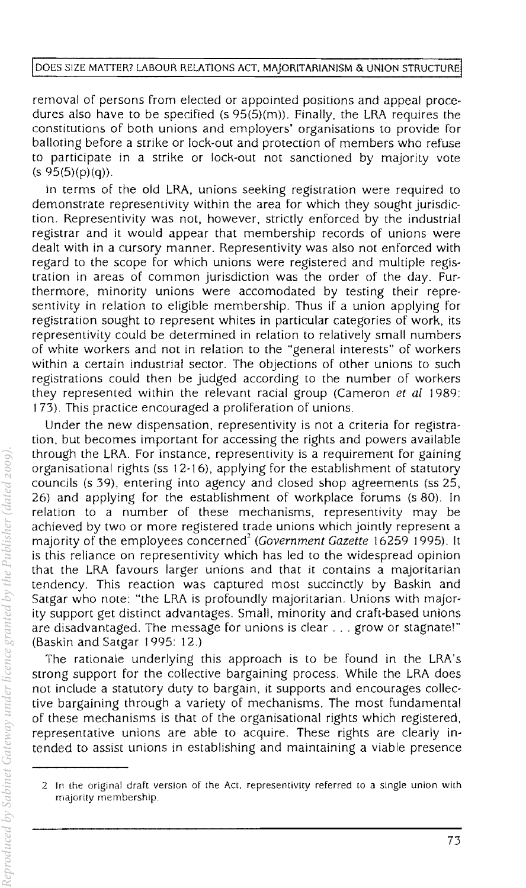removal of persons from elected or appointed positions and appeal procedures also have to be specified (s 95(5)(m)). Finally, the LRA requires the constitutions of both unions and employers' organisations to provide for balloting before a strike or lock-out and protection of members who refuse to participate in a strike or lock-out not sanctioned by majority vote (s 95(5)(p)(q)).

In terms of the old LRA, unions seeking registration were required to demonstrate representivity within the area for which they sought jurisdiction. Representivity was not, however, strictly enforced by the industrial registrar and it would appear that membership records of unions were dealt with in a cursory manner. Representivity was also not enforced with regard to the scope for which unions were registered and multiple registration in areas of common jurisdiction was the order of the day. Furthermore, minority unions were accomodated by testing their representivity in relation to eligible membership. Thus if a union applying for registration sought to represent whites in particular categories of work, its representivity could be determined in relation to relatively small numbers of white workers and not in relation to the "general interests" of workers within a certain industrial sector. The objections of other unions to such registrations could then be judged according to the number of workers they represented within the relevant racial group (Cameron *et al* 1989: 173). This practice encouraged a proliferation of unions.

Under the new dispensation, representivity is not a criteria for registration, but becomes important for accessing the rights and powers available through the LRA. For instance, representivity is a requirement for gaining organisational rights (ss 12-16), applying for the establishment of statutory councils (s 39), entering into agency and closed shop agreements (ss 25, 26) and applying for the establishment of workplace forums (s 80). In relation to a number of these mechanisms, representivity may be achieved by two or more registered trade unions which jointly represent a majority of the employees concerned[2] (*Government Gazette* 16259 1995). It is this reliance on representivity which has led to the widespread opinion that the LRA favours larger unions and that it contains a majoritarian tendency. This reaction was captured most succinctly by Baskin and Satgar who note: "the LRA is profoundly majoritarian. Unions with majority support get distinct advantages. Small, minority and craft-based unions are disadvantaged. The message for unions is clear . . . grow or stagnate!" (Baskin and Satgar 1995: 12.)

The rationale underlying this approach is to be found in the LRA's strong support for the collective bargaining process. While the LRA does not include a statutory duty to bargain, it supports and encourages collective bargaining through a variety of mechanisms. The most fundamental of these mechanisms is that of the organisational rights which registered, representative unions are able to acquire. These rights are clearly intended to assist unions in establishing and maintaining a viable presence

---

2 In the original draft version of the Act, representivity referred to a single union with majority membership.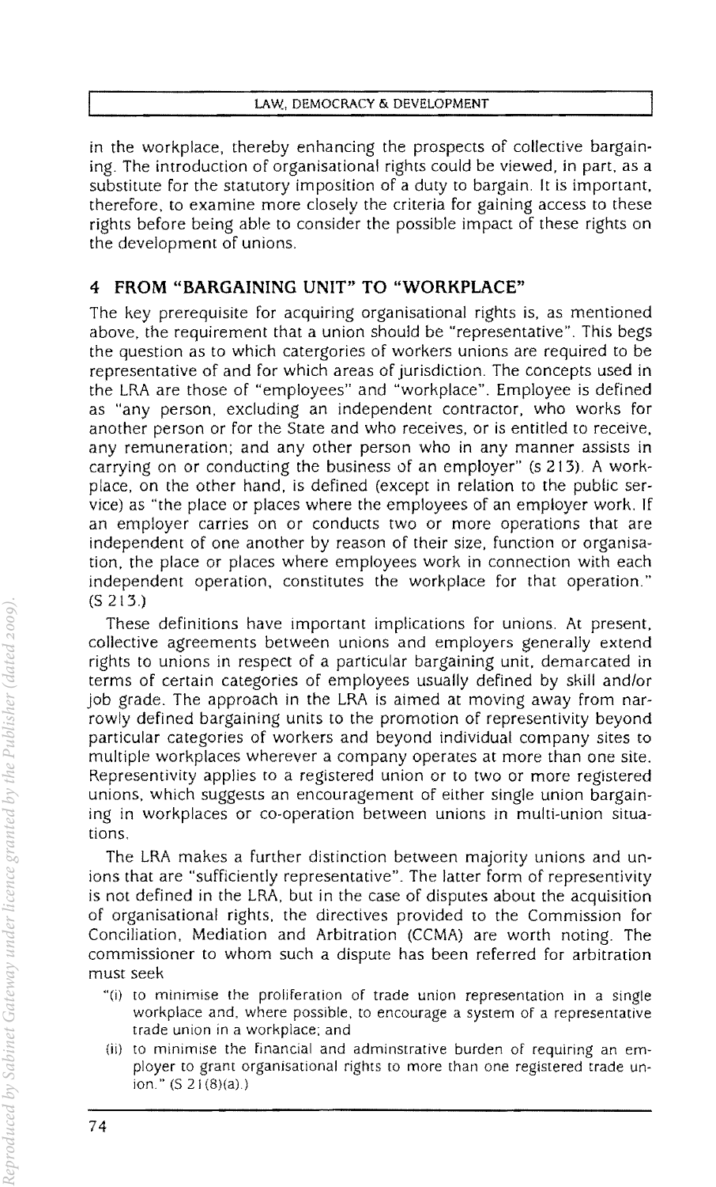in the workplace, thereby enhancing the prospects of collective bargaining. The introduction of organisational rights could be viewed, in part, as a substitute for the statutory imposition of a duty to bargain. It is important, therefore, to examine more closely the criteria for gaining access to these rights before being able to consider the possible impact of these rights on the development of unions.

## 4 FROM "BARGAINING UNIT" TO "WORKPLACE"

The key prerequisite for acquiring organisational rights is, as mentioned above, the requirement that a union should be "representative". This begs the question as to which catergories of workers unions are required to be representative of and for which areas of jurisdiction. The concepts used in the LRA are those of "employees" and "workplace". Employee is defined as "any person, excluding an independent contractor, who works for another person or for the State and who receives, or is entitled to receive, any remuneration; and any other person who in any manner assists in carrying on or conducting the business of an employer" (s 213). A workplace, on the other hand, is defined (except in relation to the public service) as "the place or places where the employees of an employer work. If an employer carries on or conducts two or more operations that are independent of one another by reason of their size, function or organisation, the place or places where employees work in connection with each independent operation, constitutes the workplace for that operation." (S 213.)

These definitions have important implications for unions. At present, collective agreements between unions and employers generally extend rights to unions in respect of a particular bargaining unit, demarcated in terms of certain categories of employees usually defined by skill and/or job grade. The approach in the LRA is aimed at moving away from narrowly defined bargaining units to the promotion of representivity beyond particular categories of workers and beyond individual company sites to multiple workplaces wherever a company operates at more than one site. Representivity applies to a registered union or to two or more registered unions, which suggests an encouragement of either single union bargaining in workplaces or co-operation between unions in multi-union situations.

The LRA makes a further distinction between majority unions and unions that are "sufficiently representative". The latter form of representivity is not defined in the LRA, but in the case of disputes about the acquisition of organisational rights, the directives provided to the Commission for Conciliation, Mediation and Arbitration (CCMA) are worth noting. The commissioner to whom such a dispute has been referred for arbitration must seek

> "(i) to minimise the proliferation of trade union representation in a single workplace and, where possible, to encourage a system of a representative trade union in a workplace; and
>
> (ii) to minimise the financial and adminstrative burden of requiring an employer to grant organisational rights to more than one registered trade union." (S 21(8)(a).)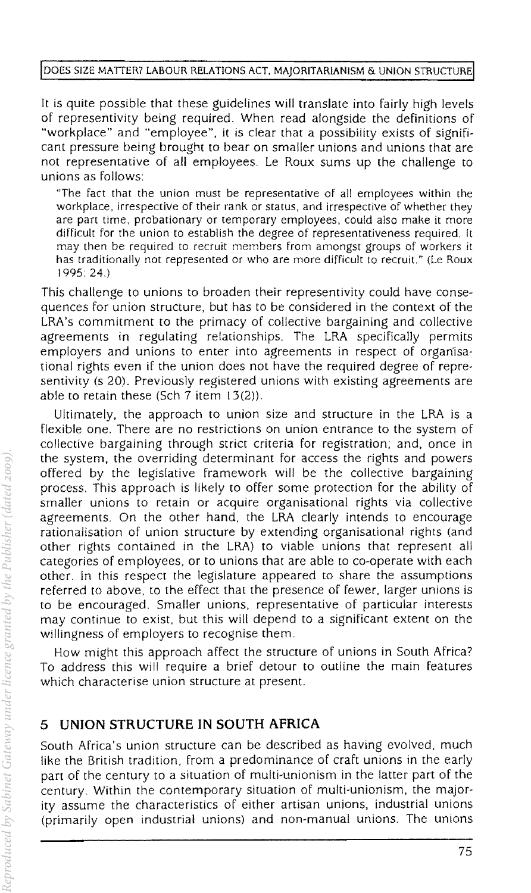It is quite possible that these guidelines will translate into fairly high levels of representivity being required. When read alongside the definitions of "workplace" and "employee", it is clear that a possibility exists of significant pressure being brought to bear on smaller unions and unions that are not representative of all employees. Le Roux sums up the challenge to unions as follows:

> "The fact that the union must be representative of all employees within the workplace, irrespective of their rank or status, and irrespective of whether they are part time, probationary or temporary employees, could also make it more difficult for the union to establish the degree of representativeness required. It may then be required to recruit members from amongst groups of workers it has traditionally not represented or who are more difficult to recruit." (Le Roux 1995: 24.)

This challenge to unions to broaden their representivity could have consequences for union structure, but has to be considered in the context of the LRA's commitment to the primacy of collective bargaining and collective agreements in regulating relationships. The LRA specifically permits employers and unions to enter into agreements in respect of organisational rights even if the union does not have the required degree of representivity (s 20). Previously registered unions with existing agreements are able to retain these (Sch 7 item 13(2)).

Ultimately, the approach to union size and structure in the LRA is a flexible one. There are no restrictions on union entrance to the system of collective bargaining through strict criteria for registration; and, once in the system, the overriding determinant for access the rights and powers offered by the legislative framework will be the collective bargaining process. This approach is likely to offer some protection for the ability of smaller unions to retain or acquire organisational rights via collective agreements. On the other hand, the LRA clearly intends to encourage rationalisation of union structure by extending organisational rights (and other rights contained in the LRA) to viable unions that represent all categories of employees, or to unions that are able to co-operate with each other. In this respect the legislature appeared to share the assumptions referred to above, to the effect that the presence of fewer, larger unions is to be encouraged. Smaller unions, representative of particular interests may continue to exist, but this will depend to a significant extent on the willingness of employers to recognise them.

How might this approach affect the structure of unions in South Africa? To address this will require a brief detour to outline the main features which characterise union structure at present.

## 5 UNION STRUCTURE IN SOUTH AFRICA

South Africa's union structure can be described as having evolved, much like the British tradition, from a predominance of craft unions in the early part of the century to a situation of multi-unionism in the latter part of the century. Within the contemporary situation of multi-unionism, the majority assume the characteristics of either artisan unions, industrial unions (primarily open industrial unions) and non-manual unions. The unions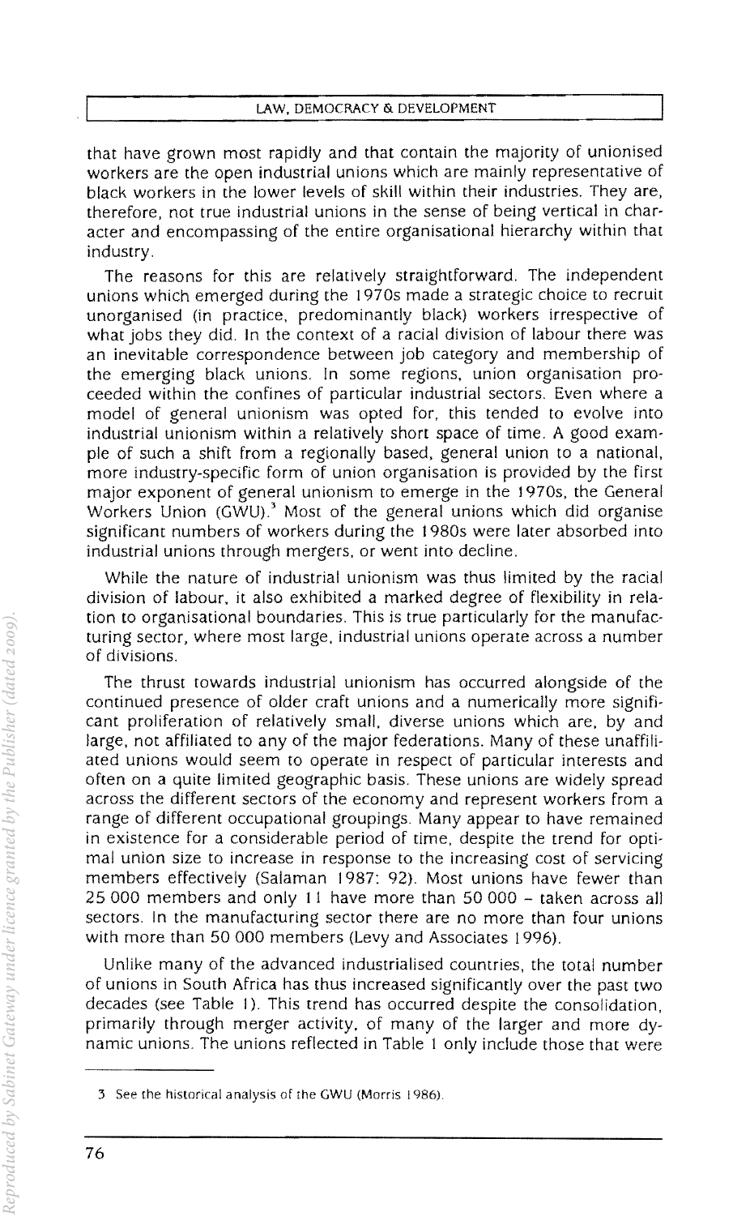that have grown most rapidly and that contain the majority of unionised workers are the open industrial unions which are mainly representative of black workers in the lower levels of skill within their industries. They are, therefore, not true industrial unions in the sense of being vertical in character and encompassing of the entire organisational hierarchy within that industry.

The reasons for this are relatively straightforward. The independent unions which emerged during the 1970s made a strategic choice to recruit unorganised (in practice, predominantly black) workers irrespective of what jobs they did. In the context of a racial division of labour there was an inevitable correspondence between job category and membership of the emerging black unions. In some regions, union organisation proceeded within the confines of particular industrial sectors. Even where a model of general unionism was opted for, this tended to evolve into industrial unionism within a relatively short space of time. A good example of such a shift from a regionally based, general union to a national, more industry-specific form of union organisation is provided by the first major exponent of general unionism to emerge in the 1970s, the General Workers Union (GWU).[3] Most of the general unions which did organise significant numbers of workers during the 1980s were later absorbed into industrial unions through mergers, or went into decline.

While the nature of industrial unionism was thus limited by the racial division of labour, it also exhibited a marked degree of flexibility in relation to organisational boundaries. This is true particularly for the manufacturing sector, where most large, industrial unions operate across a number of divisions.

The thrust towards industrial unionism has occurred alongside of the continued presence of older craft unions and a numerically more significant proliferation of relatively small, diverse unions which are, by and large, not affiliated to any of the major federations. Many of these unaffiliated unions would seem to operate in respect of particular interests and often on a quite limited geographic basis. These unions are widely spread across the different sectors of the economy and represent workers from a range of different occupational groupings. Many appear to have remained in existence for a considerable period of time, despite the trend for optimal union size to increase in response to the increasing cost of servicing members effectively (Salaman 1987: 92). Most unions have fewer than 25 000 members and only 11 have more than 50 000 – taken across all sectors. In the manufacturing sector there are no more than four unions with more than 50 000 members (Levy and Associates 1996).

Unlike many of the advanced industrialised countries, the total number of unions in South Africa has thus increased significantly over the past two decades (see Table 1). This trend has occurred despite the consolidation, primarily through merger activity, of many of the larger and more dynamic unions. The unions reflected in Table 1 only include those that were

---

3 See the historical analysis of the GWU (Morris 1986).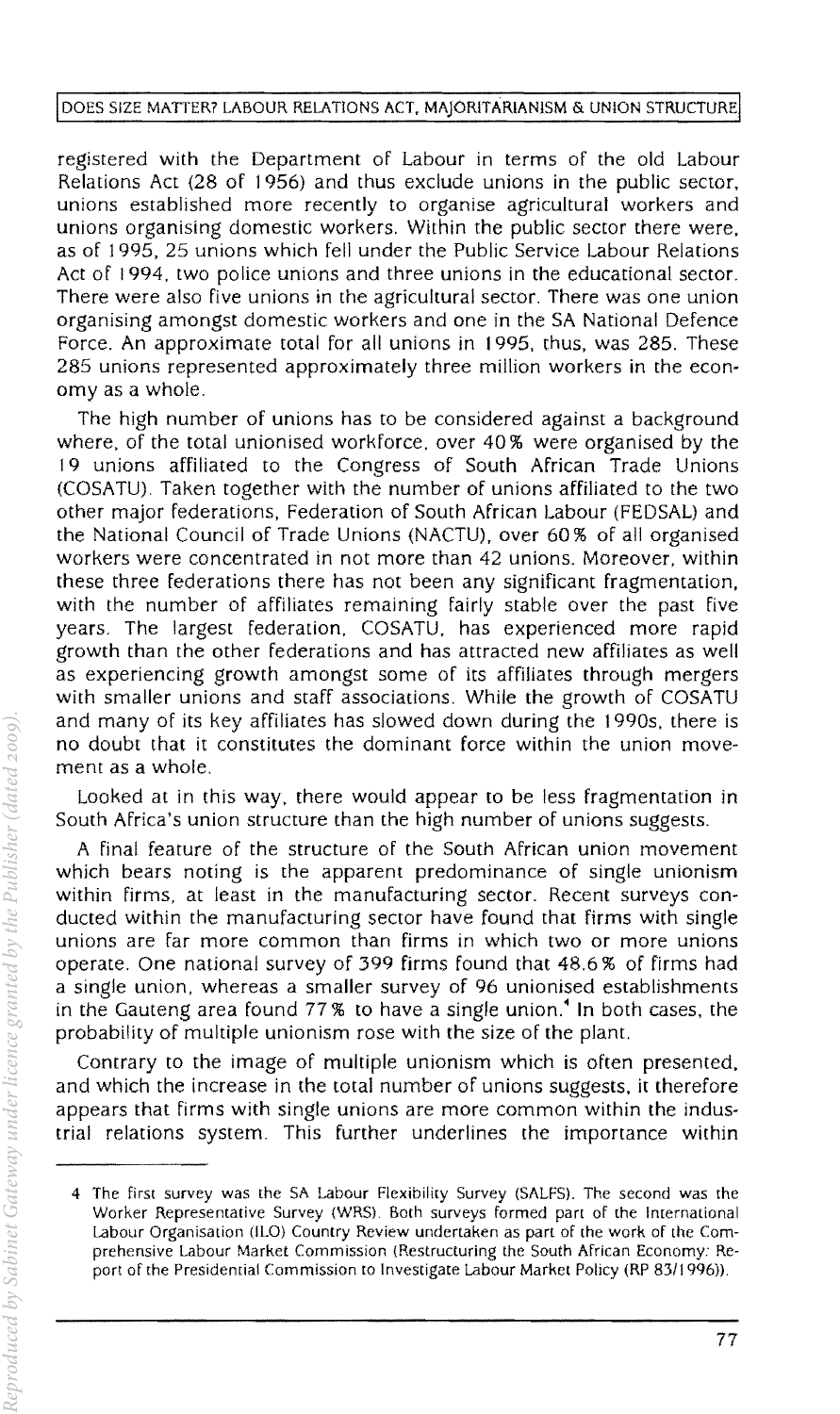registered with the Department of Labour in terms of the old Labour Relations Act (28 of 1956) and thus exclude unions in the public sector, unions established more recently to organise agricultural workers and unions organising domestic workers. Within the public sector there were, as of 1995, 25 unions which fell under the Public Service Labour Relations Act of 1994, two police unions and three unions in the educational sector. There were also five unions in the agricultural sector. There was one union organising amongst domestic workers and one in the SA National Defence Force. An approximate total for all unions in 1995, thus, was 285. These 285 unions represented approximately three million workers in the economy as a whole.

The high number of unions has to be considered against a background where, of the total unionised workforce, over 40% were organised by the 19 unions affiliated to the Congress of South African Trade Unions (COSATU). Taken together with the number of unions affiliated to the two other major federations, Federation of South African Labour (FEDSAL) and the National Council of Trade Unions (NACTU), over 60% of all organised workers were concentrated in not more than 42 unions. Moreover, within these three federations there has not been any significant fragmentation, with the number of affiliates remaining fairly stable over the past five years. The largest federation, COSATU, has experienced more rapid growth than the other federations and has attracted new affiliates as well as experiencing growth amongst some of its affiliates through mergers with smaller unions and staff associations. While the growth of COSATU and many of its key affiliates has slowed down during the 1990s, there is no doubt that it constitutes the dominant force within the union movement as a whole.

Looked at in this way, there would appear to be less fragmentation in South Africa's union structure than the high number of unions suggests.

A final feature of the structure of the South African union movement which bears noting is the apparent predominance of single unionism within firms, at least in the manufacturing sector. Recent surveys conducted within the manufacturing sector have found that firms with single unions are far more common than firms in which two or more unions operate. One national survey of 399 firms found that 48.6% of firms had a single union, whereas a smaller survey of 96 unionised establishments in the Gauteng area found 77% to have a single union.[4] In both cases, the probability of multiple unionism rose with the size of the plant.

Contrary to the image of multiple unionism which is often presented, and which the increase in the total number of unions suggests, it therefore appears that firms with single unions are more common within the industrial relations system. This further underlines the importance within

---

4 The first survey was the SA Labour Flexibility Survey (SALFS). The second was the Worker Representative Survey (WRS). Both surveys formed part of the International Labour Organisation (ILO) Country Review undertaken as part of the work of the Comprehensive Labour Market Commission (Restructuring the South African Economy: Report of the Presidential Commission to Investigate Labour Market Policy (RP 83/1996)).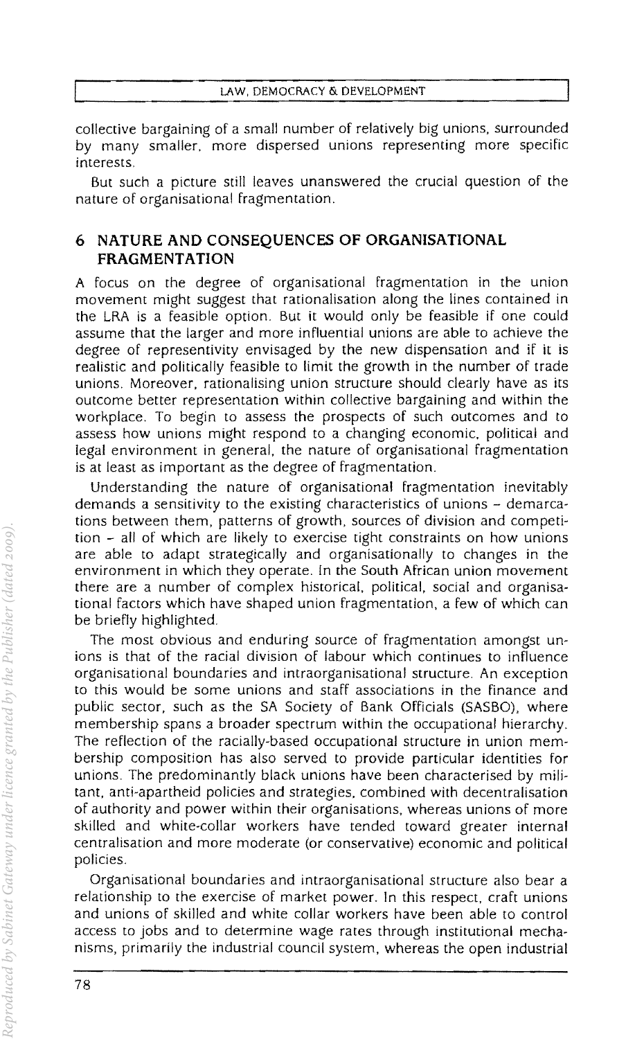collective bargaining of a small number of relatively big unions, surrounded by many smaller, more dispersed unions representing more specific interests.

But such a picture still leaves unanswered the crucial question of the nature of organisational fragmentation.

## 6 NATURE AND CONSEQUENCES OF ORGANISATIONAL FRAGMENTATION

A focus on the degree of organisational fragmentation in the union movement might suggest that rationalisation along the lines contained in the LRA is a feasible option. But it would only be feasible if one could assume that the larger and more influential unions are able to achieve the degree of representivity envisaged by the new dispensation and if it is realistic and politically feasible to limit the growth in the number of trade unions. Moreover, rationalising union structure should clearly have as its outcome better representation within collective bargaining and within the workplace. To begin to assess the prospects of such outcomes and to assess how unions might respond to a changing economic, political and legal environment in general, the nature of organisational fragmentation is at least as important as the degree of fragmentation.

Understanding the nature of organisational fragmentation inevitably demands a sensitivity to the existing characteristics of unions – demarcations between them, patterns of growth, sources of division and competition – all of which are likely to exercise tight constraints on how unions are able to adapt strategically and organisationally to changes in the environment in which they operate. In the South African union movement there are a number of complex historical, political, social and organisational factors which have shaped union fragmentation, a few of which can be briefly highlighted.

The most obvious and enduring source of fragmentation amongst unions is that of the racial division of labour which continues to influence organisational boundaries and intraorganisational structure. An exception to this would be some unions and staff associations in the finance and public sector, such as the SA Society of Bank Officials (SASBO), where membership spans a broader spectrum within the occupational hierarchy. The reflection of the racially-based occupational structure in union membership composition has also served to provide particular identities for unions. The predominantly black unions have been characterised by militant, anti-apartheid policies and strategies, combined with decentralisation of authority and power within their organisations, whereas unions of more skilled and white-collar workers have tended toward greater internal centralisation and more moderate (or conservative) economic and political policies.

Organisational boundaries and intraorganisational structure also bear a relationship to the exercise of market power. In this respect, craft unions and unions of skilled and white collar workers have been able to control access to jobs and to determine wage rates through institutional mechanisms, primarily the industrial council system, whereas the open industrial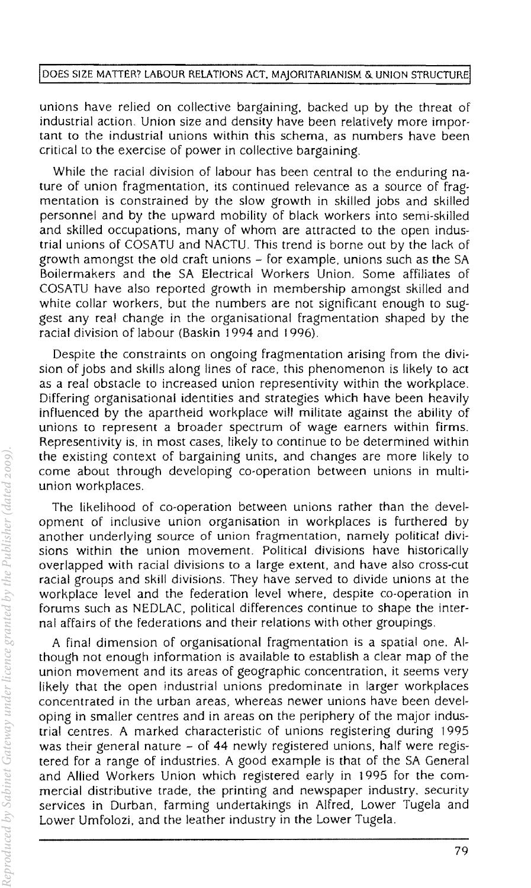unions have relied on collective bargaining, backed up by the threat of industrial action. Union size and density have been relatively more important to the industrial unions within this schema, as numbers have been critical to the exercise of power in collective bargaining.

While the racial division of labour has been central to the enduring nature of union fragmentation, its continued relevance as a source of fragmentation is constrained by the slow growth in skilled jobs and skilled personnel and by the upward mobility of black workers into semi-skilled and skilled occupations, many of whom are attracted to the open industrial unions of COSATU and NACTU. This trend is borne out by the lack of growth amongst the old craft unions – for example, unions such as the SA Boilermakers and the SA Electrical Workers Union. Some affiliates of COSATU have also reported growth in membership amongst skilled and white collar workers, but the numbers are not significant enough to suggest any real change in the organisational fragmentation shaped by the racial division of labour (Baskin 1994 and 1996).

Despite the constraints on ongoing fragmentation arising from the division of jobs and skills along lines of race, this phenomenon is likely to act as a real obstacle to increased union representivity within the workplace. Differing organisational identities and strategies which have been heavily influenced by the apartheid workplace will militate against the ability of unions to represent a broader spectrum of wage earners within firms. Representivity is, in most cases, likely to continue to be determined within the existing context of bargaining units, and changes are more likely to come about through developing co-operation between unions in multi-union workplaces.

The likelihood of co-operation between unions rather than the development of inclusive union organisation in workplaces is furthered by another underlying source of union fragmentation, namely political divisions within the union movement. Political divisions have historically overlapped with racial divisions to a large extent, and have also cross-cut racial groups and skill divisions. They have served to divide unions at the workplace level and the federation level where, despite co-operation in forums such as NEDLAC, political differences continue to shape the internal affairs of the federations and their relations with other groupings.

A final dimension of organisational fragmentation is a spatial one. Although not enough information is available to establish a clear map of the union movement and its areas of geographic concentration, it seems very likely that the open industrial unions predominate in larger workplaces concentrated in the urban areas, whereas newer unions have been developing in smaller centres and in areas on the periphery of the major industrial centres. A marked characteristic of unions registering during 1995 was their general nature – of 44 newly registered unions, half were registered for a range of industries. A good example is that of the SA General and Allied Workers Union which registered early in 1995 for the commercial distributive trade, the printing and newspaper industry, security services in Durban, farming undertakings in Alfred, Lower Tugela and Lower Umfolozi, and the leather industry in the Lower Tugela.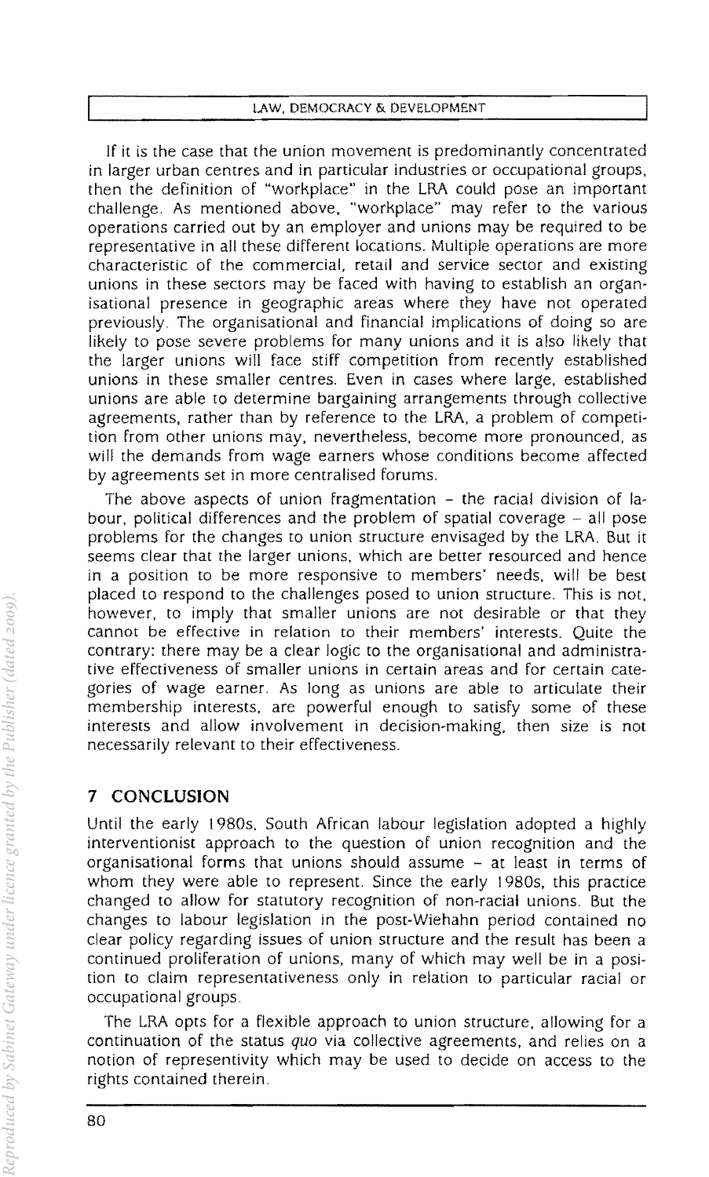If it is the case that the union movement is predominantly concentrated in larger urban centres and in particular industries or occupational groups, then the definition of "workplace" in the LRA could pose an important challenge. As mentioned above, "workplace" may refer to the various operations carried out by an employer and unions may be required to be representative in all these different locations. Multiple operations are more characteristic of the commercial, retail and service sector and existing unions in these sectors may be faced with having to establish an organisational presence in geographic areas where they have not operated previously. The organisational and financial implications of doing so are likely to pose severe problems for many unions and it is also likely that the larger unions will face stiff competition from recently established unions in these smaller centres. Even in cases where large, established unions are able to determine bargaining arrangements through collective agreements, rather than by reference to the LRA, a problem of competition from other unions may, nevertheless, become more pronounced, as will the demands from wage earners whose conditions become affected by agreements set in more centralised forums.

The above aspects of union fragmentation – the racial division of labour, political differences and the problem of spatial coverage – all pose problems for the changes to union structure envisaged by the LRA. But it seems clear that the larger unions, which are better resourced and hence in a position to be more responsive to members' needs, will be best placed to respond to the challenges posed to union structure. This is not, however, to imply that smaller unions are not desirable or that they cannot be effective in relation to their members' interests. Quite the contrary: there may be a clear logic to the organisational and administrative effectiveness of smaller unions in certain areas and for certain categories of wage earner. As long as unions are able to articulate their membership interests, are powerful enough to satisfy some of these interests and allow involvement in decision-making, then size is not necessarily relevant to their effectiveness.

## 7 CONCLUSION

Until the early 1980s, South African labour legislation adopted a highly interventionist approach to the question of union recognition and the organisational forms that unions should assume – at least in terms of whom they were able to represent. Since the early 1980s, this practice changed to allow for statutory recognition of non-racial unions. But the changes to labour legislation in the post-Wiehahn period contained no clear policy regarding issues of union structure and the result has been a continued proliferation of unions, many of which may well be in a position to claim representativeness only in relation to particular racial or occupational groups.

The LRA opts for a flexible approach to union structure, allowing for a continuation of the status *quo* via collective agreements, and relies on a notion of representivity which may be used to decide on access to the rights contained therein.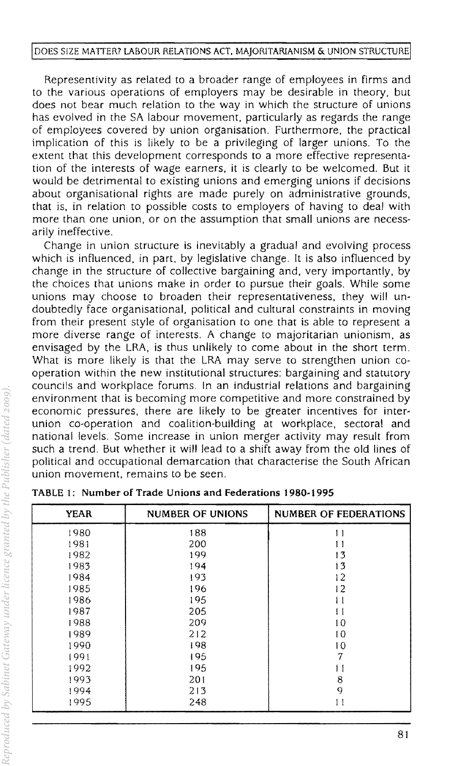Representivity as related to a broader range of employees in firms and to the various operations of employers may be desirable in theory, but does not bear much relation to the way in which the structure of unions has evolved in the SA labour movement, particularly as regards the range of employees covered by union organisation. Furthermore, the practical implication of this is likely to be a privileging of larger unions. To the extent that this development corresponds to a more effective representation of the interests of wage earners, it is clearly to be welcomed. But it would be detrimental to existing unions and emerging unions if decisions about organisational rights are made purely on administrative grounds, that is, in relation to possible costs to employers of having to deal with more than one union, or on the assumption that small unions are necessarily ineffective.

Change in union structure is inevitably a gradual and evolving process which is influenced, in part, by legislative change. It is also influenced by change in the structure of collective bargaining and, very importantly, by the choices that unions make in order to pursue their goals. While some unions may choose to broaden their representativeness, they will undoubtedly face organisational, political and cultural constraints in moving from their present style of organisation to one that is able to represent a more diverse range of interests. A change to majoritarian unionism, as envisaged by the LRA, is thus unlikely to come about in the short term. What is more likely is that the LRA may serve to strengthen union cooperation within the new institutional structures: bargaining and statutory councils and workplace forums. In an industrial relations and bargaining environment that is becoming more competitive and more constrained by economic pressures, there are likely to be greater incentives for inter-union co-operation and coalition-building at workplace, sectoral and national levels. Some increase in union merger activity may result from such a trend. But whether it will lead to a shift away from the old lines of political and occupational demarcation that characterise the South African union movement, remains to be seen.

**TABLE 1: Number of Trade Unions and Federations 1980-1995**

| YEAR | NUMBER OF UNIONS | NUMBER OF FEDERATIONS |
|---|---|---|
| 1980 | 188 | 11 |
| 1981 | 200 | 11 |
| 1982 | 199 | 13 |
| 1983 | 194 | 13 |
| 1984 | 193 | 12 |
| 1985 | 196 | 12 |
| 1986 | 195 | 11 |
| 1987 | 205 | 11 |
| 1988 | 209 | 10 |
| 1989 | 212 | 10 |
| 1990 | 198 | 10 |
| 1991 | 195 | 7 |
| 1992 | 195 | 11 |
| 1993 | 201 | 8 |
| 1994 | 213 | 9 |
| 1995 | 248 | 11 |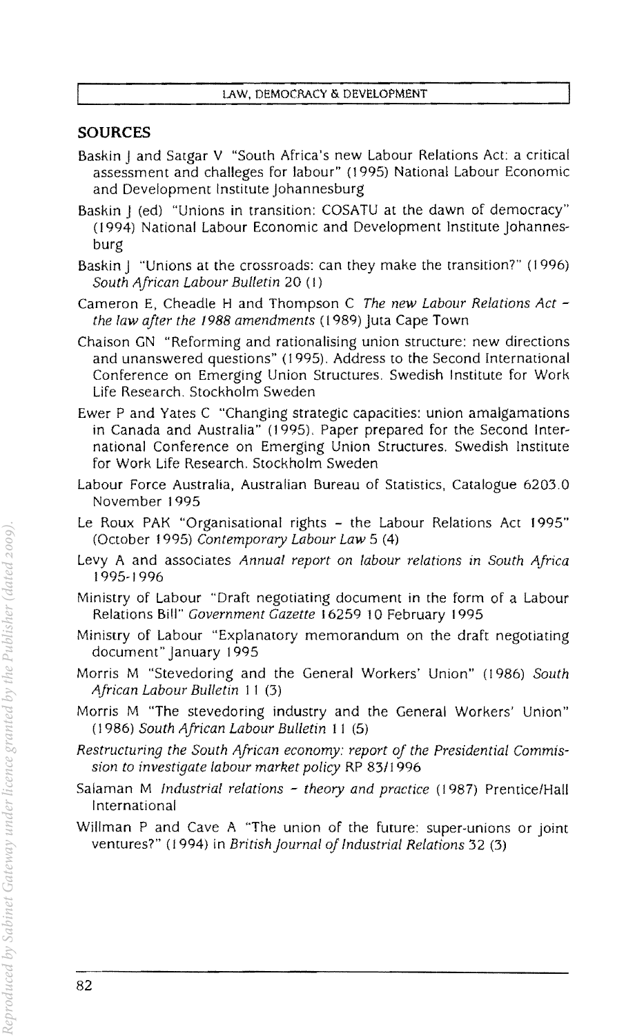## SOURCES

Baskin J and Satgar V "South Africa's new Labour Relations Act: a critical assessment and challeges for labour" (1995) National Labour Economic and Development Institute Johannesburg

Baskin J (ed) "Unions in transition: COSATU at the dawn of democracy" (1994) National Labour Economic and Development Institute Johannesburg

Baskin J "Unions at the crossroads: can they make the transition?" (1996) *South African Labour Bulletin* 20 (1)

Cameron E, Cheadle H and Thompson C *The new Labour Relations Act – the law after the 1988 amendments* (1989) Juta Cape Town

Chaison GN "Reforming and rationalising union structure: new directions and unanswered questions" (1995). Address to the Second International Conference on Emerging Union Structures. Swedish Institute for Work Life Research. Stockholm Sweden

Ewer P and Yates C "Changing strategic capacities: union amalgamations in Canada and Australia" (1995). Paper prepared for the Second International Conference on Emerging Union Structures. Swedish Institute for Work Life Research. Stockholm Sweden

Labour Force Australia, Australian Bureau of Statistics, Catalogue 6203.0 November 1995

Le Roux PAK "Organisational rights – the Labour Relations Act 1995" (October 1995) *Contemporary Labour Law* 5 (4)

Levy A and associates *Annual report on labour relations in South Africa* 1995-1996

Ministry of Labour "Draft negotiating document in the form of a Labour Relations Bill" *Government Gazette* 16259 10 February 1995

Ministry of Labour "Explanatory memorandum on the draft negotiating document" January 1995

Morris M "Stevedoring and the General Workers' Union" (1986) *South African Labour Bulletin* 11 (3)

Morris M "The stevedoring industry and the General Workers' Union" (1986) *South African Labour Bulletin* 11 (5)

*Restructuring the South African economy: report of the Presidential Commission to investigate labour market policy* RP 83/1996

Salaman M *Industrial relations – theory and practice* (1987) Prentice/Hall International

Willman P and Cave A "The union of the future: super-unions or joint ventures?" (1994) in *British Journal of Industrial Relations* 32 (3)